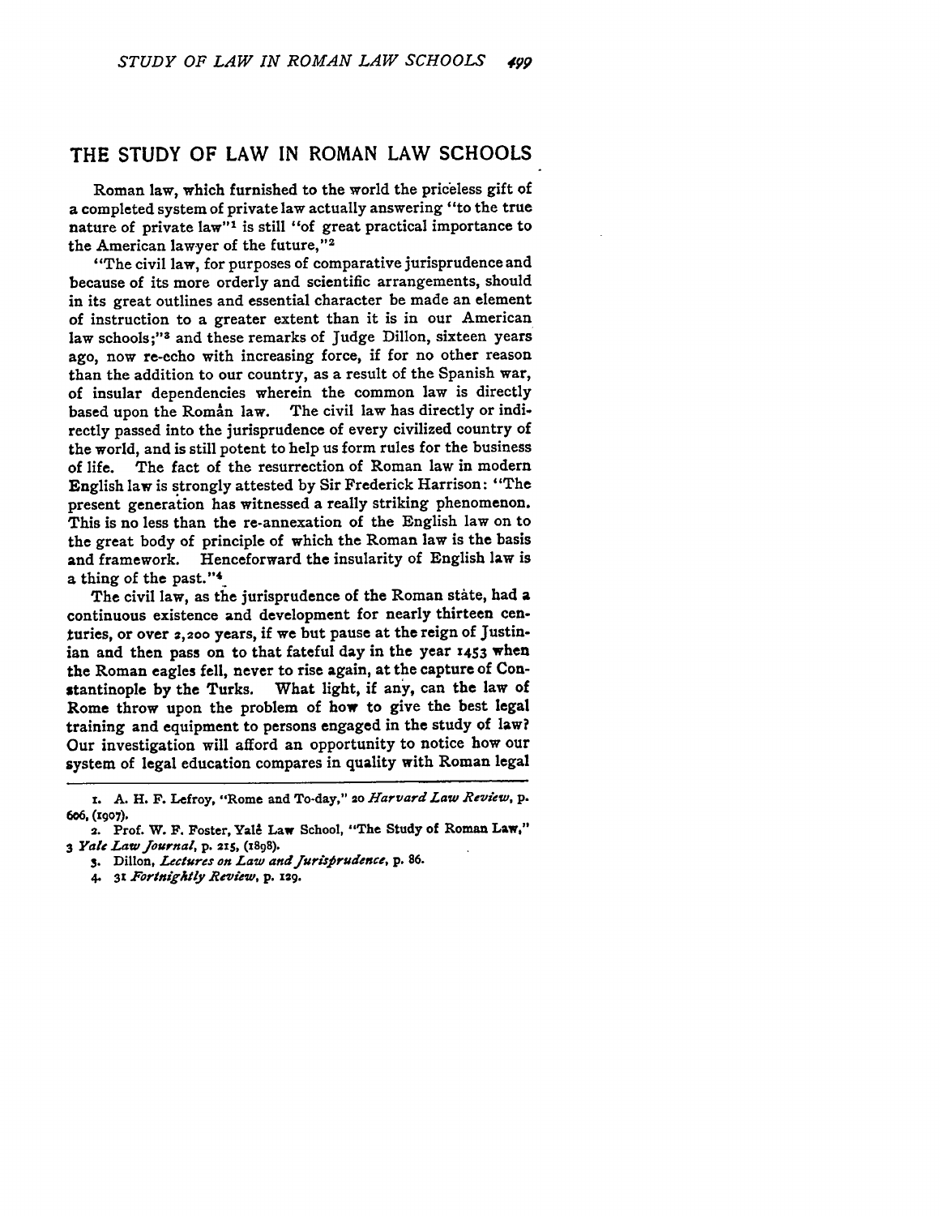# THE STUDY OF LAW IN ROMAN LAW SCHOOLS

Roman law, which furnished to the world the priceless gift of a completed system of private law actually answering "to the true nature of private law"[1] is still "of great practical importance to the American lawyer of the future,"[2]

"The civil law, for purposes of comparative jurisprudence and because of its more orderly and scientific arrangements, should in its great outlines and essential character be made an element of instruction to a greater extent than it is in our American law schools;"[3] and these remarks of Judge Dillon, sixteen years ago, now re-echo with increasing force, if for no other reason than the addition to our country, as a result of the Spanish war, of insular dependencies wherein the common law is directly based upon the Român law. The civil law has directly or indirectly passed into the jurisprudence of every civilized country of the world, and is still potent to help us form rules for the business of life. The fact of the resurrection of Roman law in modern English law is strongly attested by Sir Frederick Harrison: "The present generation has witnessed a really striking phenomenon. This is no less than the re-annexation of the English law on to the great body of principle of which the Roman law is the basis and framework. Henceforward the insularity of English law is a thing of the past."[4]

The civil law, as the jurisprudence of the Roman state, had a continuous existence and development for nearly thirteen centuries, or over 2,200 years, if we but pause at the reign of Justinian and then pass on to that fateful day in the year 1453 when the Roman eagles fell, never to rise again, at the capture of Constantinople by the Turks. What light, if any, can the law of Rome throw upon the problem of how to give the best legal training and equipment to persons engaged in the study of law? Our investigation will afford an opportunity to notice how our system of legal education compares in quality with Roman legal

---

1. A. H. F. Lefroy, "Rome and To-day," 20 *Harvard Law Review*, p. 606, (1907).
2. Prof. W. F. Foster, Yalê Law School, "The Study of Roman Law," 3 *Yale Law Journal*, p. 215, (1898).
3. Dillon, *Lectures on Law and Jurisprudence*, p. 86.
4. 31 *Fortnightly Review*, p. 129.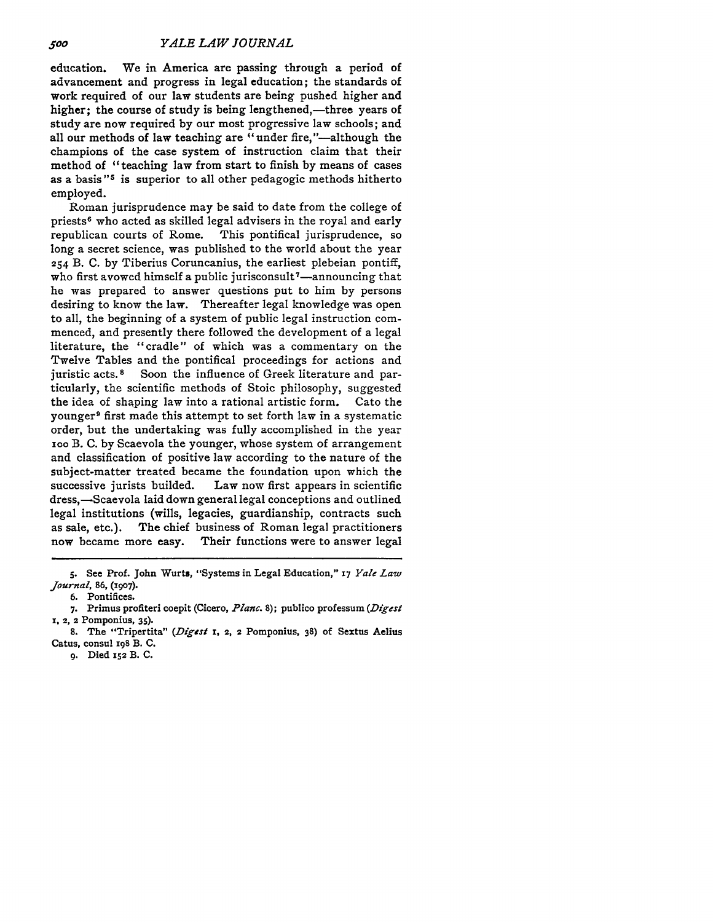education. We in America are passing through a period of advancement and progress in legal education; the standards of work required of our law students are being pushed higher and higher; the course of study is being lengthened,—three years of study are now required by our most progressive law schools; and all our methods of law teaching are "under fire,"—although the champions of the case system of instruction claim that their method of "teaching law from start to finish by means of cases as a basis"[5] is superior to all other pedagogic methods hitherto employed.

Roman jurisprudence may be said to date from the college of priests[6] who acted as skilled legal advisers in the royal and early republican courts of Rome. This pontifical jurisprudence, so long a secret science, was published to the world about the year 254 B. C. by Tiberius Coruncanius, the earliest plebeian pontiff, who first avowed himself a public jurisconsult[7]—announcing that he was prepared to answer questions put to him by persons desiring to know the law. Thereafter legal knowledge was open to all, the beginning of a system of public legal instruction commenced, and presently there followed the development of a legal literature, the "cradle" of which was a commentary on the Twelve Tables and the pontifical proceedings for actions and juristic acts.[8] Soon the influence of Greek literature and particularly, the scientific methods of Stoic philosophy, suggested the idea of shaping law into a rational artistic form. Cato the younger[9] first made this attempt to set forth law in a systematic order, but the undertaking was fully accomplished in the year 100 B. C. by Scaevola the younger, whose system of arrangement and classification of positive law according to the nature of the subject-matter treated became the foundation upon which the successive jurists builded. Law now first appears in scientific dress,—Scaevola laid down general legal conceptions and outlined legal institutions (wills, legacies, guardianship, contracts such as sale, etc.). The chief business of Roman legal practitioners now became more easy. Their functions were to answer legal

---

5. See Prof. John Wurts, "Systems in Legal Education," 17 *Yale Law Journal*, 86, (1907).

6. Pontifices.

7. Primus profiteri coepit (Cicero, *Planc.* 8); publico professum (*Digest* 1, 2, 2 Pomponius, 35).

8. The "Tripertita" (*Digest* 1, 2, 2 Pomponius, 38) of Sextus Aelius Catus, consul 198 B. C.

9. Died 152 B. C.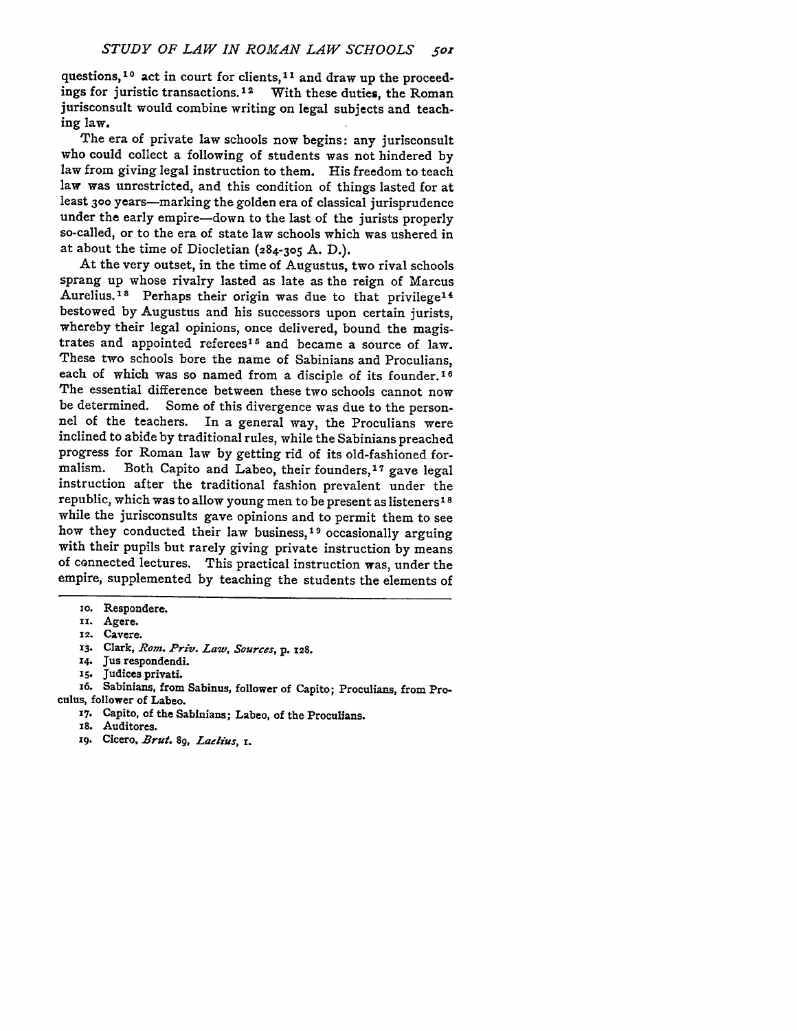questions,[10] act in court for clients,[11] and draw up the proceedings for juristic transactions.[12] With these duties, the Roman jurisconsult would combine writing on legal subjects and teaching law.

The era of private law schools now begins: any jurisconsult who could collect a following of students was not hindered by law from giving legal instruction to them. His freedom to teach law was unrestricted, and this condition of things lasted for at least 300 years—marking the golden era of classical jurisprudence under the early empire—down to the last of the jurists properly so-called, or to the era of state law schools which was ushered in at about the time of Diocletian (284-305 A. D.).

At the very outset, in the time of Augustus, two rival schools sprang up whose rivalry lasted as late as the reign of Marcus Aurelius.[13] Perhaps their origin was due to that privilege[14] bestowed by Augustus and his successors upon certain jurists, whereby their legal opinions, once delivered, bound the magistrates and appointed referees[15] and became a source of law. These two schools bore the name of Sabinians and Proculians, each of which was so named from a disciple of its founder.[16] The essential difference between these two schools cannot now be determined. Some of this divergence was due to the personnel of the teachers. In a general way, the Proculians were inclined to abide by traditional rules, while the Sabinians preached progress for Roman law by getting rid of its old-fashioned formalism. Both Capito and Labeo, their founders,[17] gave legal instruction after the traditional fashion prevalent under the republic, which was to allow young men to be present as listeners[18] while the jurisconsults gave opinions and to permit them to see how they conducted their law business,[19] occasionally arguing with their pupils but rarely giving private instruction by means of connected lectures. This practical instruction was, under the empire, supplemented by teaching the students the elements of

---

10. Respondere.

11. Agere.

12. Cavere.

13. Clark, *Rom. Priv. Law, Sources*, p. 128.

14. Jus respondendi.

15. Judices privati.

16. Sabinians, from Sabinus, follower of Capito; Proculians, from Proculus, follower of Labeo.

17. Capito, of the Sabinians; Labeo, of the Proculians.

18. Auditores.

19. Cicero, *Brut.* 89, *Laelius*, 1.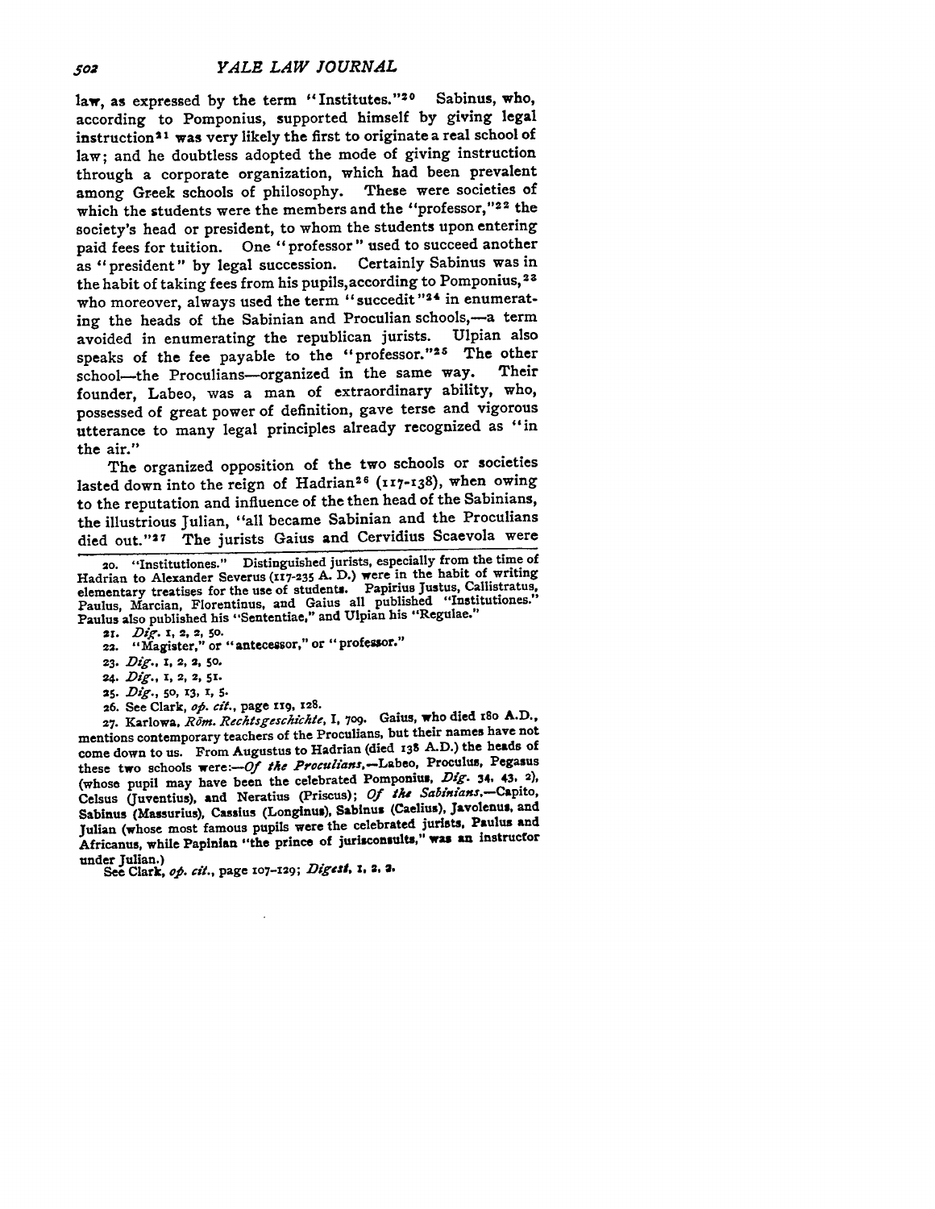law, as expressed by the term "Institutes."[20] Sabinus, who, according to Pomponius, supported himself by giving legal instruction[21] was very likely the first to originate a real school of law; and he doubtless adopted the mode of giving instruction through a corporate organization, which had been prevalent among Greek schools of philosophy. These were societies of which the students were the members and the "professor,"[22] the society's head or president, to whom the students upon entering paid fees for tuition. One "professor" used to succeed another as "president" by legal succession. Certainly Sabinus was in the habit of taking fees from his pupils, according to Pomponius,[23] who moreover, always used the term "succedit"[24] in enumerating the heads of the Sabinian and Proculian schools,—a term avoided in enumerating the republican jurists. Ulpian also speaks of the fee payable to the "professor."[25] The other school—the Proculians—organized in the same way. Their founder, Labeo, was a man of extraordinary ability, who, possessed of great power of definition, gave terse and vigorous utterance to many legal principles already recognized as "in the air."

The organized opposition of the two schools or societies lasted down into the reign of Hadrian[26] (117-138), when owing to the reputation and influence of the then head of the Sabinians, the illustrious Julian, "all became Sabinian and the Proculians died out."[27] The jurists Gaius and Cervidius Scaevola were

---

20. "Institutiones." Distinguished jurists, especially from the time of Hadrian to Alexander Severus (117-235 A. D.) were in the habit of writing elementary treatises for the use of students. Papirius Justus, Callistratus, Paulus, Marcian, Florentinus, and Gaius all published "Institutiones." Paulus also published his "Sententiae," and Ulpian his "Regulae."

21. *Dig.* 1, 2, 2, 50.

22. "Magister," or "antecessor," or "professor."

23. *Dig.*, 1, 2, 2, 50.

24. *Dig.*, 1, 2, 2, 51.

25. *Dig.*, 50, 13, 1, 5.

26. See Clark, *op. cit.*, page 119, 128.

27. Karlowa, *Röm. Rechtsgeschichte*, I, 709. Gaius, who died 180 A.D., mentions contemporary teachers of the Proculians, but their names have not come down to us. From Augustus to Hadrian (died 138 A.D.) the heads of these two schools were:—*Of the Proculians*,—Labeo, Proculus, Pegasus (whose pupil may have been the celebrated Pomponius, *Dig.* 34, 43, 2), Celsus (Juventius), and Neratius (Priscus); *Of the Sabinians*,—Capito, Sabinus (Massurius), Cassius (Longinus), Sabinus (Caelius), Javolenus, and Julian (whose most famous pupils were the celebrated jurists, Paulus and Africanus, while Papinian "the prince of jurisconsults," was an instructor under Julian.)

See Clark, *op. cit.*, page 107-129; *Digest*, 1, 2, 2.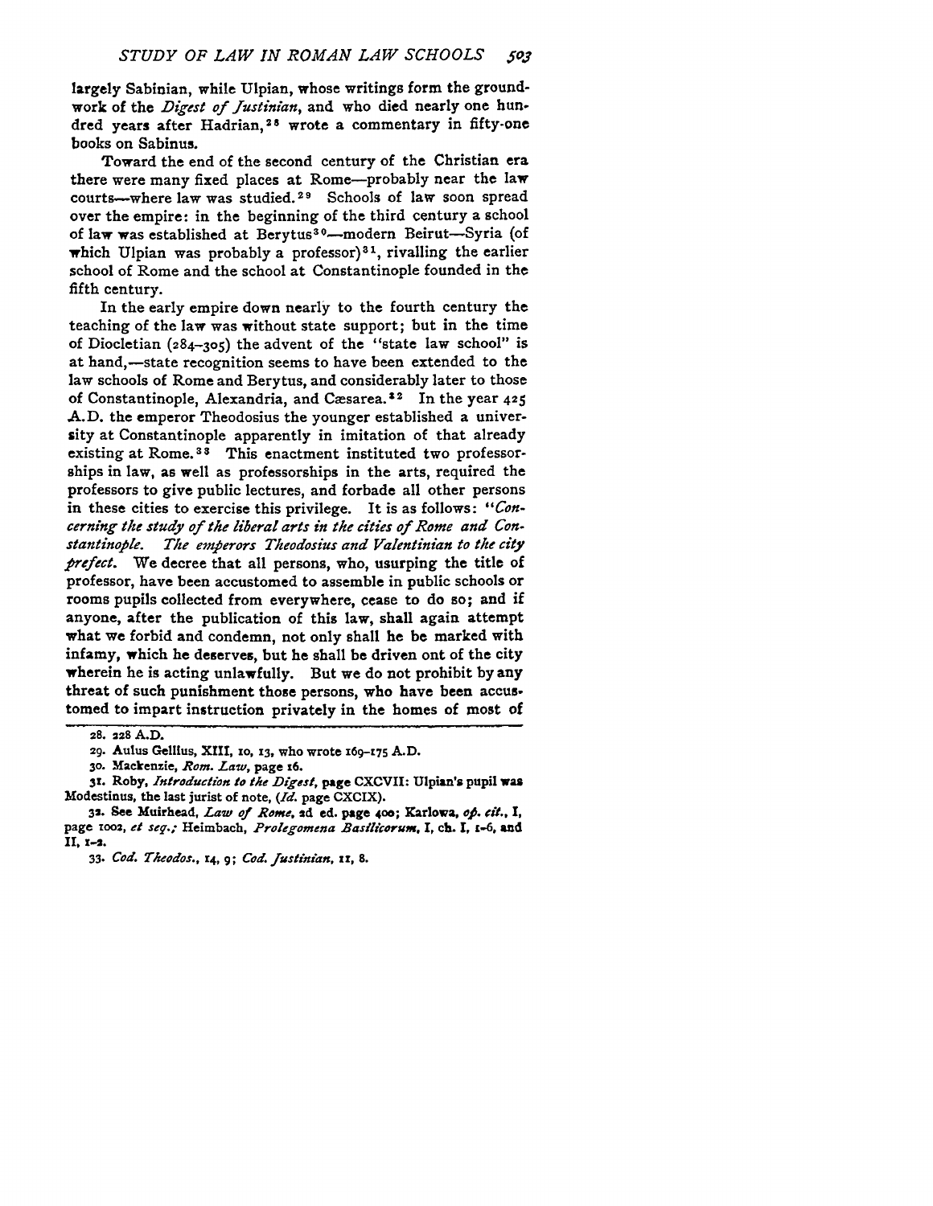largely Sabinian, while Ulpian, whose writings form the groundwork of the *Digest of Justinian*, and who died nearly one hundred years after Hadrian,[28] wrote a commentary in fifty-one books on Sabinus.

Toward the end of the second century of the Christian era there were many fixed places at Rome—probably near the law courts—where law was studied.[29] Schools of law soon spread over the empire: in the beginning of the third century a school of law was established at Berytus[30]—modern Beirut—Syria (of which Ulpian was probably a professor)[31], rivalling the earlier school of Rome and the school at Constantinople founded in the fifth century.

In the early empire down nearly to the fourth century the teaching of the law was without state support; but in the time of Diocletian (284–305) the advent of the "state law school" is at hand,—state recognition seems to have been extended to the law schools of Rome and Berytus, and considerably later to those of Constantinople, Alexandria, and Cæsarea.[32] In the year 425 A.D. the emperor Theodosius the younger established a university at Constantinople apparently in imitation of that already existing at Rome.[33] This enactment instituted two professorships in law, as well as professorships in the arts, required the professors to give public lectures, and forbade all other persons in these cities to exercise this privilege. It is as follows: "*Concerning the study of the liberal arts in the cities of Rome and Constantinople. The emperors Theodosius and Valentinian to the city prefect.* We decree that all persons, who, usurping the title of professor, have been accustomed to assemble in public schools or rooms pupils collected from everywhere, cease to do so; and if anyone, after the publication of this law, shall again attempt what we forbid and condemn, not only shall he be marked with infamy, which he deserves, but he shall be driven ont of the city wherein he is acting unlawfully. But we do not prohibit by any threat of such punishment those persons, who have been accustomed to impart instruction privately in the homes of most of

---

28. 228 A.D.

29. Aulus Gellius, XIII, 10, 13, who wrote 169–175 A.D.

30. Mackenzie, *Rom. Law*, page 16.

31. Roby, *Introduction to the Digest*, page CXCVII: Ulpian's pupil was Modestinus, the last jurist of note, (*Id.* page CXCIX).

32. See Muirhead, *Law of Rome*, 2d ed. page 400; Karlowa, *op. cit.*, I, page 1002, *et seq.*; Heimbach, *Prolegomena Basilicorum*, I, ch. I, 1–6, and II, 1–2.

33. *Cod. Theodos.*, 14, 9; *Cod. Justinian*, 11, 8.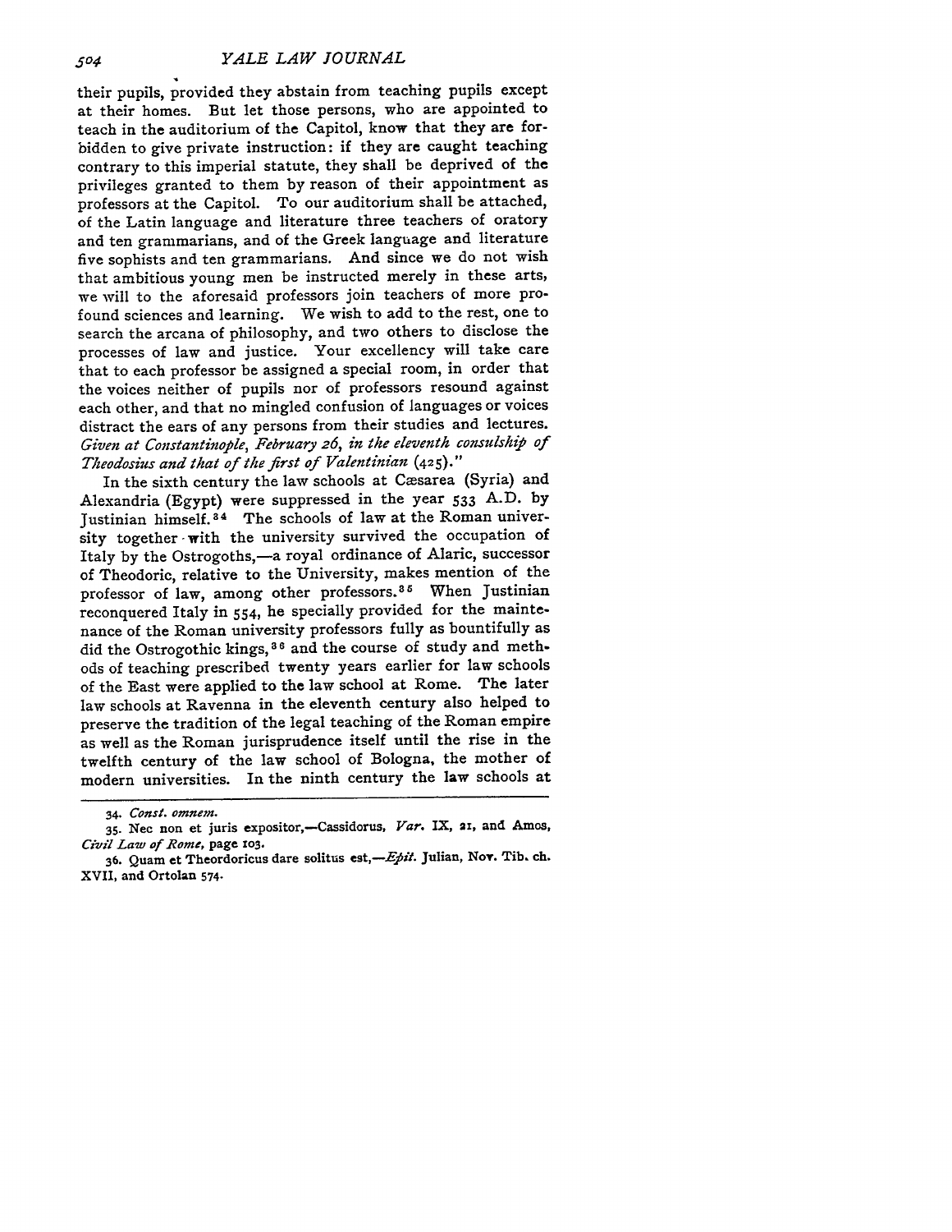their pupils, provided they abstain from teaching pupils except at their homes. But let those persons, who are appointed to teach in the auditorium of the Capitol, know that they are forbidden to give private instruction: if they are caught teaching contrary to this imperial statute, they shall be deprived of the privileges granted to them by reason of their appointment as professors at the Capitol. To our auditorium shall be attached, of the Latin language and literature three teachers of oratory and ten grammarians, and of the Greek language and literature five sophists and ten grammarians. And since we do not wish that ambitious young men be instructed merely in these arts, we will to the aforesaid professors join teachers of more profound sciences and learning. We wish to add to the rest, one to search the arcana of philosophy, and two others to disclose the processes of law and justice. Your excellency will take care that to each professor be assigned a special room, in order that the voices neither of pupils nor of professors resound against each other, and that no mingled confusion of languages or voices distract the ears of any persons from their studies and lectures. *Given at Constantinople, February 26, in the eleventh consulship of Theodosius and that of the first of Valentinian* (425)."

In the sixth century the law schools at Cæsarea (Syria) and Alexandria (Egypt) were suppressed in the year 533 A.D. by Justinian himself.[34] The schools of law at the Roman university together with the university survived the occupation of Italy by the Ostrogoths,—a royal ordinance of Alaric, successor of Theodoric, relative to the University, makes mention of the professor of law, among other professors.[35] When Justinian reconquered Italy in 554, he specially provided for the maintenance of the Roman university professors fully as bountifully as did the Ostrogothic kings,[36] and the course of study and methods of teaching prescribed twenty years earlier for law schools of the East were applied to the law school at Rome. The later law schools at Ravenna in the eleventh century also helped to preserve the tradition of the legal teaching of the Roman empire as well as the Roman jurisprudence itself until the rise in the twelfth century of the law school of Bologna, the mother of modern universities. In the ninth century the law schools at

---

34. *Const. omnem.*

35. Nec non et juris expositor,—Cassidorus, *Var.* IX, 21, and Amos, *Civil Law of Rome*, page 103.

36. Quam et Theordoricus dare solitus est,—*Epit.* Julian, Nov. Tib. ch. XVII, and Ortolan 574.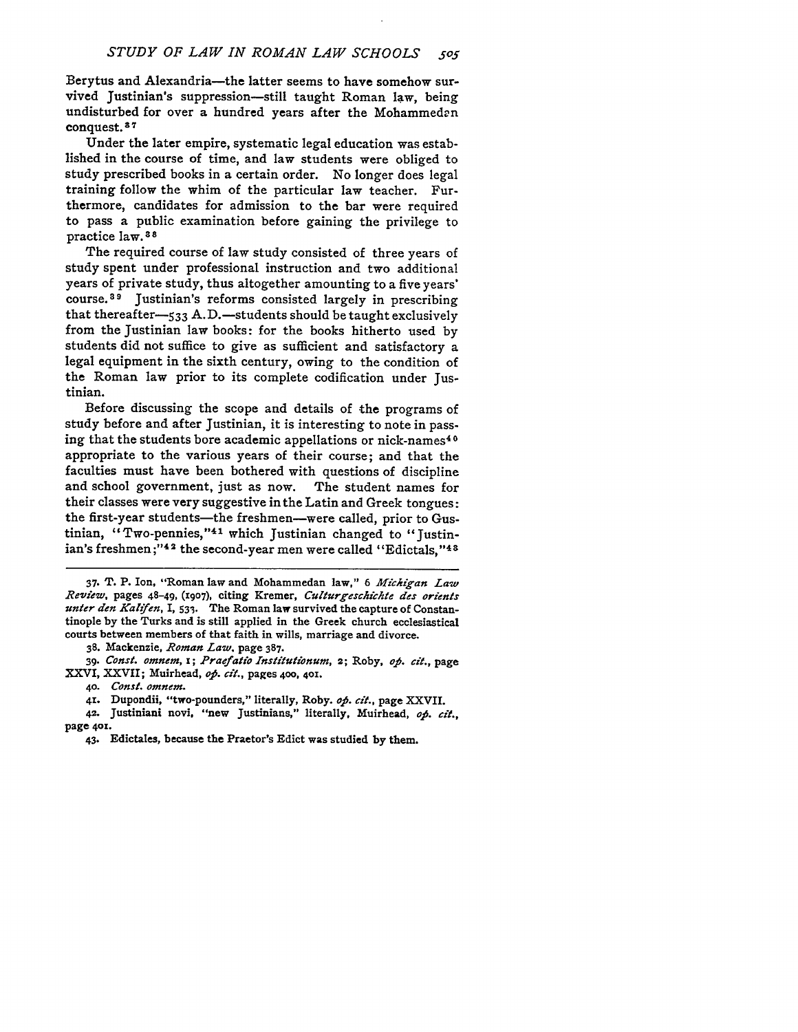Berytus and Alexandria—the latter seems to have somehow survived Justinian's suppression—still taught Roman law, being undisturbed for over a hundred years after the Mohammedan conquest.[37]

Under the later empire, systematic legal education was established in the course of time, and law students were obliged to study prescribed books in a certain order. No longer does legal training follow the whim of the particular law teacher. Furthermore, candidates for admission to the bar were required to pass a public examination before gaining the privilege to practice law.[38]

The required course of law study consisted of three years of study spent under professional instruction and two additional years of private study, thus altogether amounting to a five years' course.[39] Justinian's reforms consisted largely in prescribing that thereafter—533 A.D.—students should be taught exclusively from the Justinian law books: for the books hitherto used by students did not suffice to give as sufficient and satisfactory a legal equipment in the sixth century, owing to the condition of the Roman law prior to its complete codification under Justinian.

Before discussing the scope and details of the programs of study before and after Justinian, it is interesting to note in passing that the students bore academic appellations or nick-names[40] appropriate to the various years of their course; and that the faculties must have been bothered with questions of discipline and school government, just as now. The student names for their classes were very suggestive in the Latin and Greek tongues: the first-year students—the freshmen—were called, prior to Gustinian, "Two-pennies,"[41] which Justinian changed to "Justinian's freshmen;"[42] the second-year men were called "Edictals,"[43]

---

37. T. P. Ion, "Roman law and Mohammedan law," 6 *Michigan Law Review*, pages 48-49, (1907), citing Kremer, *Culturgeschichte des orients unter den Kalifen*, I, 533. The Roman law survived the capture of Constantinople by the Turks and is still applied in the Greek church ecclesiastical courts between members of that faith in wills, marriage and divorce.

38. Mackenzie, *Roman Law*, page 387.

39. *Const. omnem*, 1; *Praefatio Institutionum*, 2; Roby, *op. cit.*, page XXVI, XXVII; Muirhead, *op. cit.*, pages 400, 401.

40. *Const. omnem.*

41. Dupondii, "two-pounders," literally, Roby. *op. cit.*, page XXVII.

42. Justiniani novi, "new Justinians," literally, Muirhead, *op. cit.*, page 401.

43. Edictales, because the Praetor's Edict was studied by them.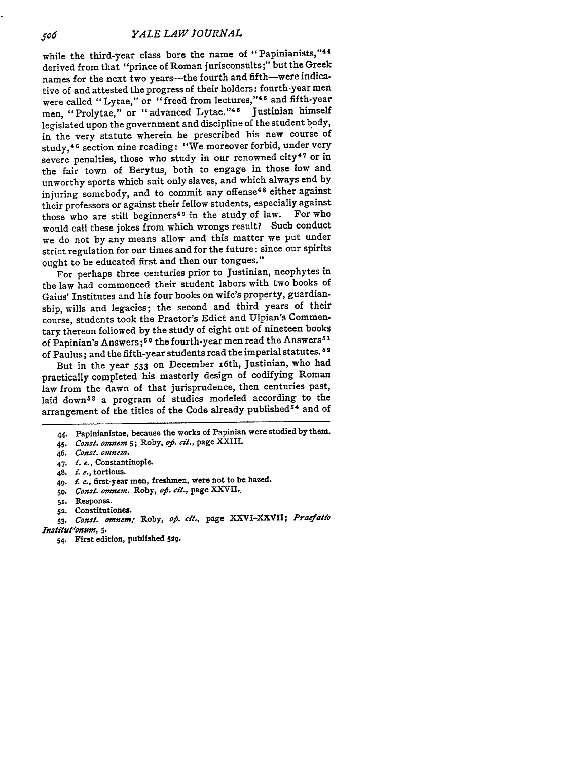while the third-year class bore the name of "Papinianists,"[44] derived from that "prince of Roman jurisconsults;" but the Greek names for the next two years—the fourth and fifth—were indicative of and attested the progress of their holders: fourth-year men were called "Lytae," or "freed from lectures,"[46] and fifth-year men, "Prolytae," or "advanced Lytae."[45] Justinian himself legislated upon the government and discipline of the student body, in the very statute wherein he prescribed his new course of study,[46] section nine reading: "We moreover forbid, under very severe penalties, those who study in our renowned city[47] or in the fair town of Berytus, both to engage in those low and unworthy sports which suit only slaves, and which always end by injuring somebody, and to commit any offense[48] either against their professors or against their fellow students, especially against those who are still beginners[49] in the study of law. For who would call these jokes from which wrongs result? Such conduct we do not by any means allow and this matter we put under strict regulation for our times and for the future: since our spirits ought to be educated first and then our tongues."

For perhaps three centuries prior to Justinian, neophytes in the law had commenced their student labors with two books of Gaius' Institutes and his four books on wife's property, guardianship, wills and legacies; the second and third years of their course, students took the Praetor's Edict and Ulpian's Commentary thereon followed by the study of eight out of nineteen books of Papinian's Answers;[50] the fourth-year men read the Answers[51] of Paulus; and the fifth-year students read the imperial statutes.[52]

But in the year 533 on December 16th, Justinian, who had practically completed his masterly design of codifying Roman law from the dawn of that jurisprudence, then centuries past, laid down[53] a program of studies modeled according to the arrangement of the titles of the Code already published[54] and of

---

44. Papinianistae, because the works of Papinian were studied by them.

45. *Const. omnem* 5; Roby, *op. cit.*, page XXIII.

46. *Const. omnem.*

47. *i. e.*, Constantinople.

48. *i. e.*, tortious.

49. *i. e.*, first-year men, freshmen, were not to be hazed.

50. *Const. omnem.* Roby, *op. cit.*, page XXVII.

51. Responsa.

52. Constitutiones.

53. *Const. omnem;* Roby, *op. cit.*, page XXVI-XXVII; *Praefatio Institutionum*, 5.

54. First edition, published 529.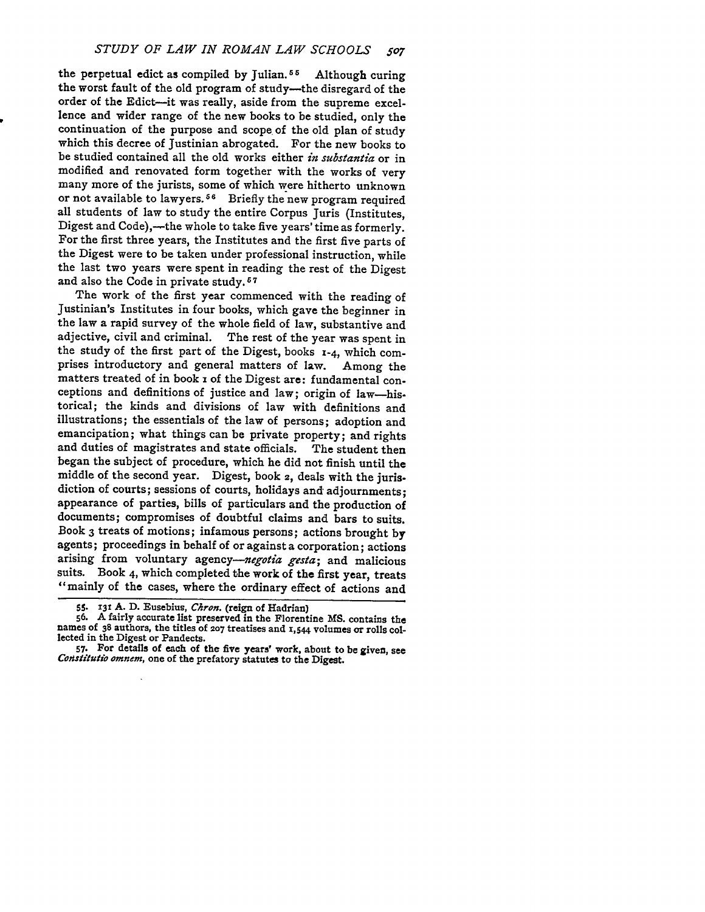the perpetual edict as compiled by Julian.[55] Although curing the worst fault of the old program of study—the disregard of the order of the Edict—it was really, aside from the supreme excellence and wider range of the new books to be studied, only the continuation of the purpose and scope of the old plan of study which this decree of Justinian abrogated. For the new books to be studied contained all the old works either *in substantia* or in modified and renovated form together with the works of very many more of the jurists, some of which were hitherto unknown or not available to lawyers.[56] Briefly the new program required all students of law to study the entire Corpus Juris (Institutes, Digest and Code),—the whole to take five years' time as formerly. For the first three years, the Institutes and the first five parts of the Digest were to be taken under professional instruction, while the last two years were spent in reading the rest of the Digest and also the Code in private study.[57]

The work of the first year commenced with the reading of Justinian's Institutes in four books, which gave the beginner in the law a rapid survey of the whole field of law, substantive and adjective, civil and criminal. The rest of the year was spent in the study of the first part of the Digest, books 1-4, which comprises introductory and general matters of law. Among the matters treated of in book 1 of the Digest are: fundamental conceptions and definitions of justice and law; origin of law—historical; the kinds and divisions of law with definitions and illustrations; the essentials of the law of persons; adoption and emancipation; what things can be private property; and rights and duties of magistrates and state officials. The student then began the subject of procedure, which he did not finish until the middle of the second year. Digest, book 2, deals with the jurisdiction of courts; sessions of courts, holidays and adjournments; appearance of parties, bills of particulars and the production of documents; compromises of doubtful claims and bars to suits. Book 3 treats of motions; infamous persons; actions brought by agents; proceedings in behalf of or against a corporation; actions arising from voluntary agency—*negotia gesta*; and malicious suits. Book 4, which completed the work of the first year, treats "mainly of the cases, where the ordinary effect of actions and

---

55. 131 A. D. Eusebius, *Chron.* (reign of Hadrian)

56. A fairly accurate list preserved in the Florentine MS. contains the names of 38 authors, the titles of 207 treatises and 1,544 volumes or rolls collected in the Digest or Pandects.

57. For details of each of the five years' work, about to be given, see *Constitutio omnem*, one of the prefatory statutes to the Digest.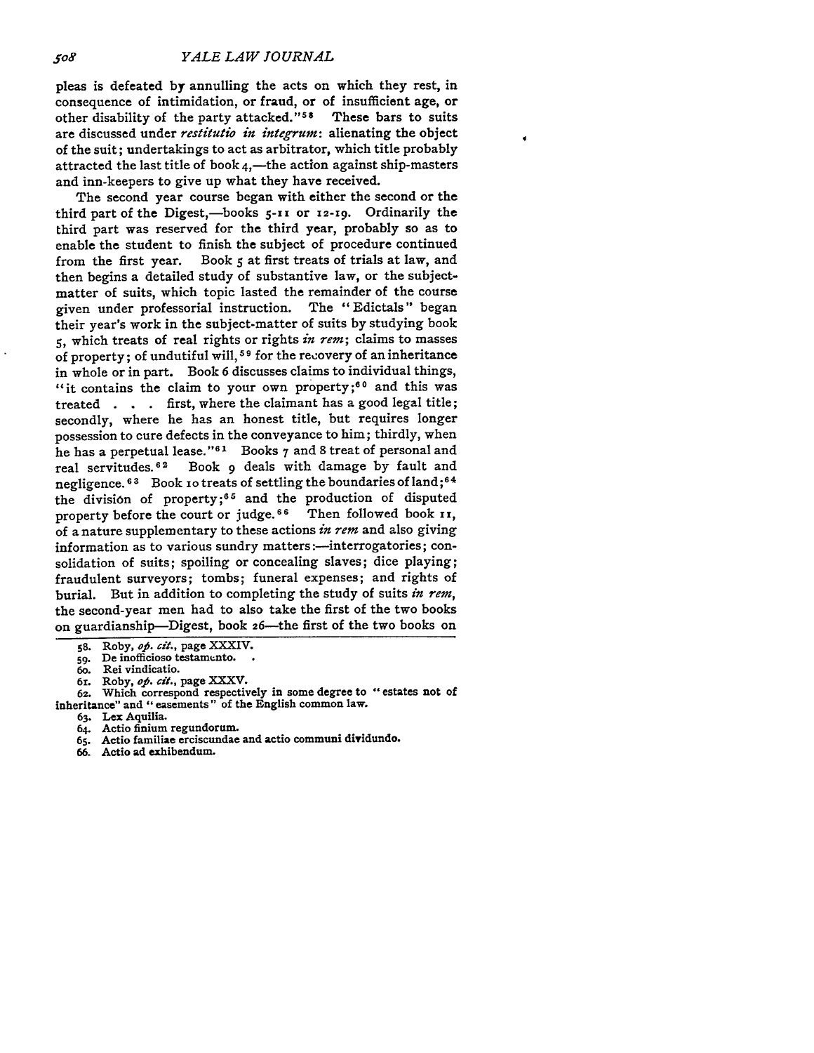pleas is defeated by annulling the acts on which they rest, in consequence of intimidation, or fraud, or of insufficient age, or other disability of the party attacked."[58] These bars to suits are discussed under *restitutio in integrum*: alienating the object of the suit; undertakings to act as arbitrator, which title probably attracted the last title of book 4,—the action against ship-masters and inn-keepers to give up what they have received.

The second year course began with either the second or the third part of the Digest,—books 5-11 or 12-19. Ordinarily the third part was reserved for the third year, probably so as to enable the student to finish the subject of procedure continued from the first year. Book 5 at first treats of trials at law, and then begins a detailed study of substantive law, or the subject-matter of suits, which topic lasted the remainder of the course given under professorial instruction. The "Edictals" began their year's work in the subject-matter of suits by studying book 5, which treats of real rights or rights *in rem*; claims to masses of property; of undutiful will,[59] for the recovery of an inheritance in whole or in part. Book 6 discusses claims to individual things, "it contains the claim to your own property;[60] and this was treated . . . first, where the claimant has a good legal title; secondly, where he has an honest title, but requires longer possession to cure defects in the conveyance to him; thirdly, when he has a perpetual lease."[61] Books 7 and 8 treat of personal and real servitudes.[62] Book 9 deals with damage by fault and negligence.[63] Book 10 treats of settling the boundaries of land;[64] the division of property;[65] and the production of disputed property before the court or judge.[66] Then followed book 11, of a nature supplementary to these actions *in rem* and also giving information as to various sundry matters:—interrogatories; consolidation of suits; spoiling or concealing slaves; dice playing; fraudulent surveyors; tombs; funeral expenses; and rights of burial. But in addition to completing the study of suits *in rem*, the second-year men had to also take the first of the two books on guardianship—Digest, book 26—the first of the two books on

---

58. Roby, *op. cit.*, page XXXIV.
59. De inofficioso testamento.
60. Rei vindicatio.
61. Roby, *op. cit.*, page XXXV.
62. Which correspond respectively in some degree to "estates not of inheritance" and "easements" of the English common law.
63. Lex Aquilia.
64. Actio finium regundorum.
65. Actio familiae erciscundae and actio communi dividundo.
66. Actio ad exhibendum.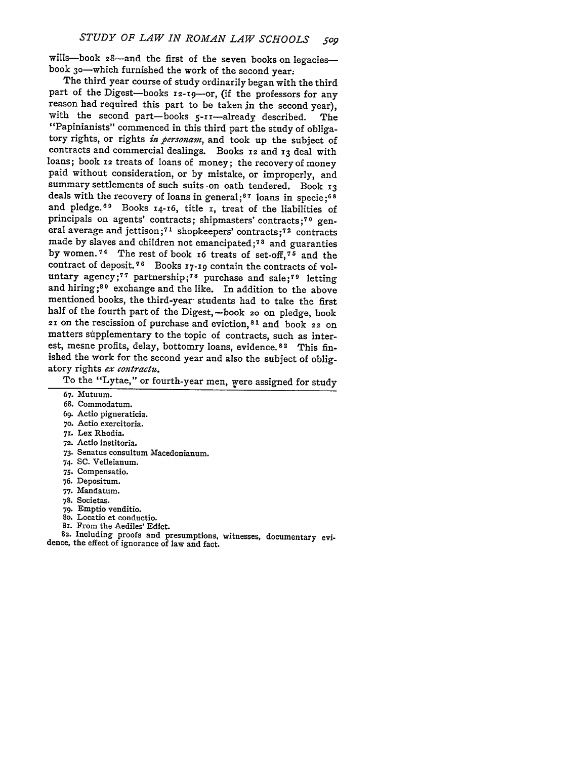wills—book 28—and the first of the seven books on legacies—book 30—which furnished the work of the second year.

The third year course of study ordinarily began with the third part of the Digest—books 12-19—or, (if the professors for any reason had required this part to be taken in the second year), with the second part—books 5-11—already described. The "Papinianists" commenced in this third part the study of obligatory rights, or rights *in personam*, and took up the subject of contracts and commercial dealings. Books 12 and 13 deal with loans; book 12 treats of loans of money; the recovery of money paid without consideration, or by mistake, or improperly, and summary settlements of such suits on oath tendered. Book 13 deals with the recovery of loans in general;[67] loans in specie;[68] and pledge.[69] Books 14-16, title 1, treat of the liabilities of principals on agents' contracts; shipmasters' contracts;[70] general average and jettison;[71] shopkeepers' contracts;[72] contracts made by slaves and children not emancipated;[73] and guaranties by women.[74] The rest of book 16 treats of set-off,[75] and the contract of deposit.[76] Books 17-19 contain the contracts of voluntary agency;[77] partnership;[78] purchase and sale;[79] letting and hiring;[80] exchange and the like. In addition to the above mentioned books, the third-year students had to take the first half of the fourth part of the Digest,—book 20 on pledge, book 21 on the rescission of purchase and eviction,[81] and book 22 on matters supplementary to the topic of contracts, such as interest, mesne profits, delay, bottomry loans, evidence.[82] This finished the work for the second year and also the subject of obligatory rights *ex contractu*.

To the "Lytae," or fourth-year men, were assigned for study

---

67. Mutuum.

68. Commodatum.

69. Actio pigneraticia.

70. Actio exercitoria.

71. Lex Rhodia.

72. Actio institoria.

73. Senatus consultum Macedonianum.

74. SC. Velleianum.

75. Compensatio.

76. Depositum.

77. Mandatum.

78. Societas.

79. Emptio venditio.

80. Locatio et conductio.

81. From the Aediles' Edict.

82. Including proofs and presumptions, witnesses, documentary evidence, the effect of ignorance of law and fact.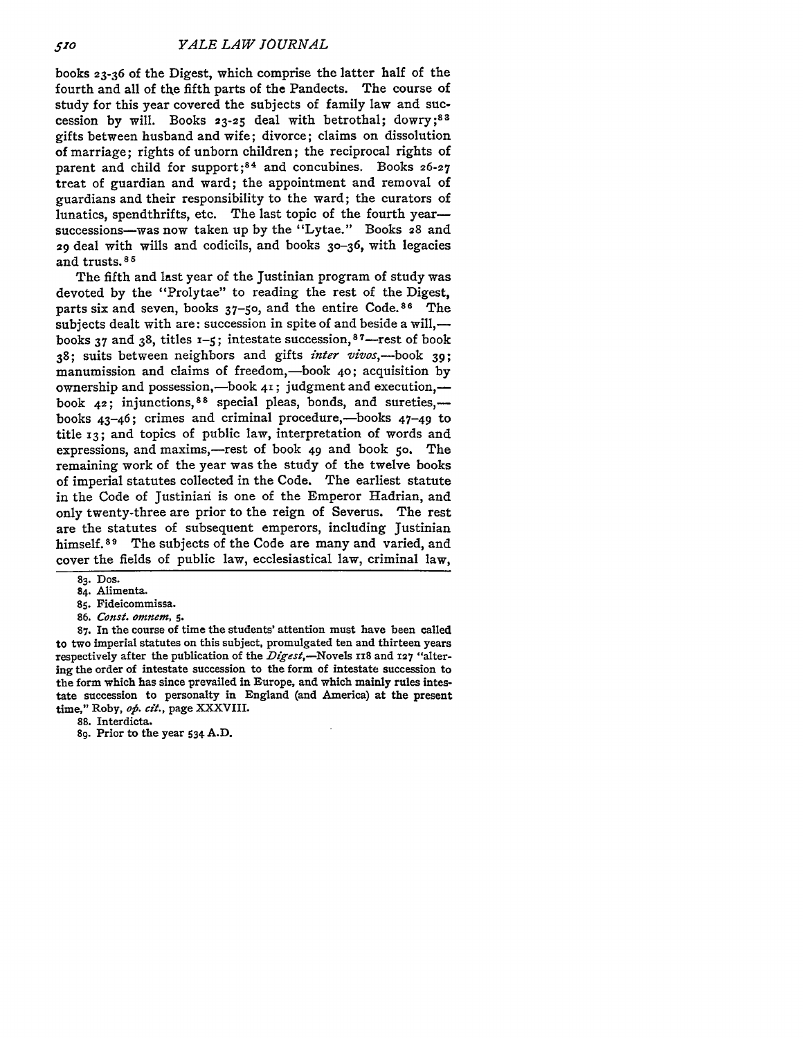books 23-36 of the Digest, which comprise the latter half of the fourth and all of the fifth parts of the Pandects. The course of study for this year covered the subjects of family law and succession by will. Books 23-25 deal with betrothal; dowry;[83] gifts between husband and wife; divorce; claims on dissolution of marriage; rights of unborn children; the reciprocal rights of parent and child for support;[84] and concubines. Books 26-27 treat of guardian and ward; the appointment and removal of guardians and their responsibility to the ward; the curators of lunatics, spendthrifts, etc. The last topic of the fourth year—successions—was now taken up by the "Lytae." Books 28 and 29 deal with wills and codicils, and books 30-36, with legacies and trusts.[85]

The fifth and last year of the Justinian program of study was devoted by the "Prolytae" to reading the rest of the Digest, parts six and seven, books 37-50, and the entire Code.[86] The subjects dealt with are: succession in spite of and beside a will,—books 37 and 38, titles 1-5; intestate succession,[87]—rest of book 38; suits between neighbors and gifts *inter vivos*,—book 39; manumission and claims of freedom,—book 40; acquisition by ownership and possession,—book 41; judgment and execution,—book 42; injunctions,[88] special pleas, bonds, and sureties,—books 43-46; crimes and criminal procedure,—books 47-49 to title 13; and topics of public law, interpretation of words and expressions, and maxims,—rest of book 49 and book 50. The remaining work of the year was the study of the twelve books of imperial statutes collected in the Code. The earliest statute in the Code of Justinian is one of the Emperor Hadrian, and only twenty-three are prior to the reign of Severus. The rest are the statutes of subsequent emperors, including Justinian himself.[89] The subjects of the Code are many and varied, and cover the fields of public law, ecclesiastical law, criminal law,

83. Dos.

84. Alimenta.

85. Fideicommissa.

86. *Const. omnem*, 5.

87. In the course of time the students' attention must have been called to two imperial statutes on this subject, promulgated ten and thirteen years respectively after the publication of the *Digest*,—Novels 118 and 127 "altering the order of intestate succession to the form of intestate succession to the form which has since prevailed in Europe, and which mainly rules intestate succession to personalty in England (and America) at the present time," Roby, *op. cit.*, page XXXVIII.

88. Interdicta.

89. Prior to the year 534 A.D.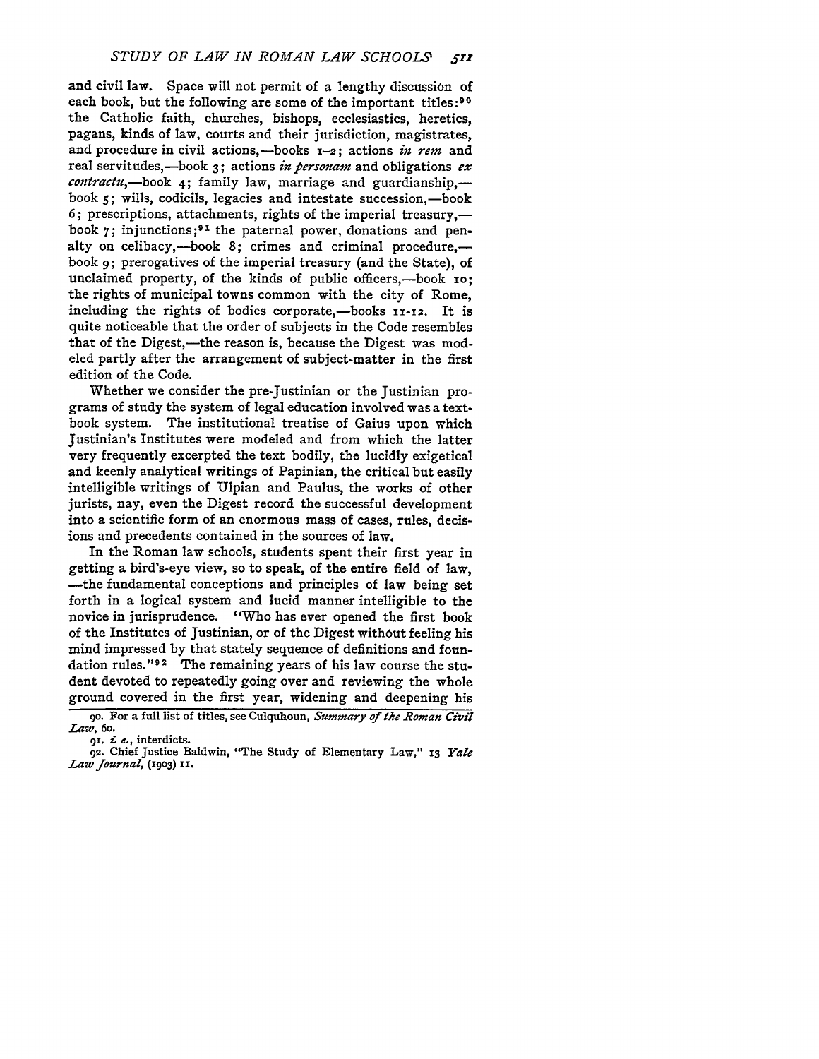and civil law. Space will not permit of a lengthy discussion of each book, but the following are some of the important titles:[90] the Catholic faith, churches, bishops, ecclesiastics, heretics, pagans, kinds of law, courts and their jurisdiction, magistrates, and procedure in civil actions,—books 1–2; actions *in rem* and real servitudes,—book 3; actions *in personam* and obligations *ex contractu*,—book 4; family law, marriage and guardianship,—book 5; wills, codicils, legacies and intestate succession,—book 6; prescriptions, attachments, rights of the imperial treasury,—book 7; injunctions;[91] the paternal power, donations and penalty on celibacy,—book 8; crimes and criminal procedure,—book 9; prerogatives of the imperial treasury (and the State), of unclaimed property, of the kinds of public officers,—book 10; the rights of municipal towns common with the city of Rome, including the rights of bodies corporate,—books 11-12. It is quite noticeable that the order of subjects in the Code resembles that of the Digest,—the reason is, because the Digest was modeled partly after the arrangement of subject-matter in the first edition of the Code.

Whether we consider the pre-Justinian or the Justinian programs of study the system of legal education involved was a textbook system. The institutional treatise of Gaius upon which Justinian's Institutes were modeled and from which the latter very frequently excerpted the text bodily, the lucidly exigetical and keenly analytical writings of Papinian, the critical but easily intelligible writings of Ulpian and Paulus, the works of other jurists, nay, even the Digest record the successful development into a scientific form of an enormous mass of cases, rules, decisions and precedents contained in the sources of law.

In the Roman law schools, students spent their first year in getting a bird's-eye view, so to speak, of the entire field of law, —the fundamental conceptions and principles of law being set forth in a logical system and lucid manner intelligible to the novice in jurisprudence. "Who has ever opened the first book of the Institutes of Justinian, or of the Digest without feeling his mind impressed by that stately sequence of definitions and foundation rules."[92] The remaining years of his law course the student devoted to repeatedly going over and reviewing the whole ground covered in the first year, widening and deepening his

90. For a full list of titles, see Culquhoun, *Summary of the Roman Civil Law*, 60.

91. *i. e.*, interdicts.

92. Chief Justice Baldwin, "The Study of Elementary Law," 13 *Yale Law Journal*, (1903) 11.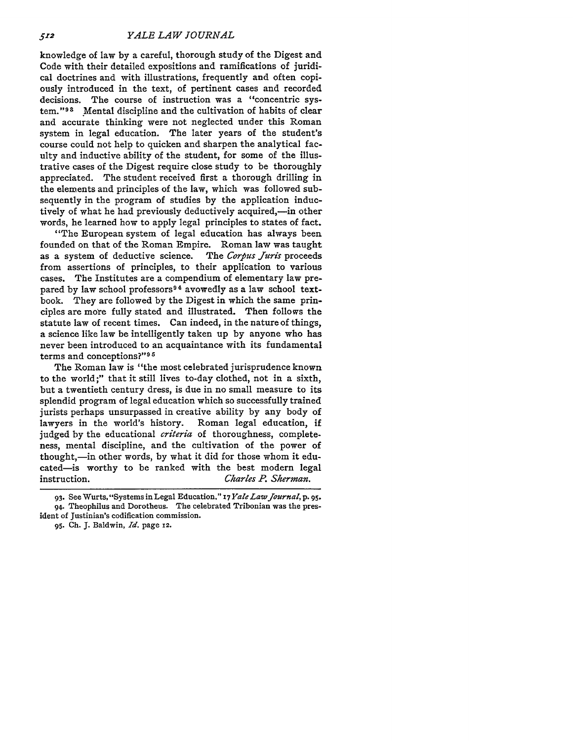knowledge of law by a careful, thorough study of the Digest and Code with their detailed expositions and ramifications of juridical doctrines and with illustrations, frequently and often copiously introduced in the text, of pertinent cases and recorded decisions. The course of instruction was a "concentric system."[93] Mental discipline and the cultivation of habits of clear and accurate thinking were not neglected under this Roman system in legal education. The later years of the student's course could not help to quicken and sharpen the analytical faculty and inductive ability of the student, for some of the illustrative cases of the Digest require close study to be thoroughly appreciated. The student received first a thorough drilling in the elements and principles of the law, which was followed subsequently in the program of studies by the application inductively of what he had previously deductively acquired,—in other words, he learned how to apply legal principles to states of fact.

"The European system of legal education has always been founded on that of the Roman Empire. Roman law was taught as a system of deductive science. The *Corpus Juris* proceeds from assertions of principles, to their application to various cases. The Institutes are a compendium of elementary law prepared by law school professors[94] avowedly as a law school textbook. They are followed by the Digest in which the same principles are more fully stated and illustrated. Then follows the statute law of recent times. Can indeed, in the nature of things, a science like law be intelligently taken up by anyone who has never been introduced to an acquaintance with its fundamental terms and conceptions?"[95]

The Roman law is "the most celebrated jurisprudence known to the world;" that it still lives to-day clothed, not in a sixth, but a twentieth century dress, is due in no small measure to its splendid program of legal education which so successfully trained jurists perhaps unsurpassed in creative ability by any body of lawyers in the world's history. Roman legal education, if judged by the educational *criteria* of thoroughness, completeness, mental discipline, and the cultivation of the power of thought,—in other words, by what it did for those whom it educated—is worthy to be ranked with the best modern legal instruction.

*Charles P. Sherman.*

---

93. See Wurts, "Systems in Legal Education," 17 *Yale Law Journal*, p. 95.

94. Theophilus and Dorotheus. The celebrated Tribonian was the president of Justinian's codification commission.

95. Ch. J. Baldwin, *Id.* page 12.